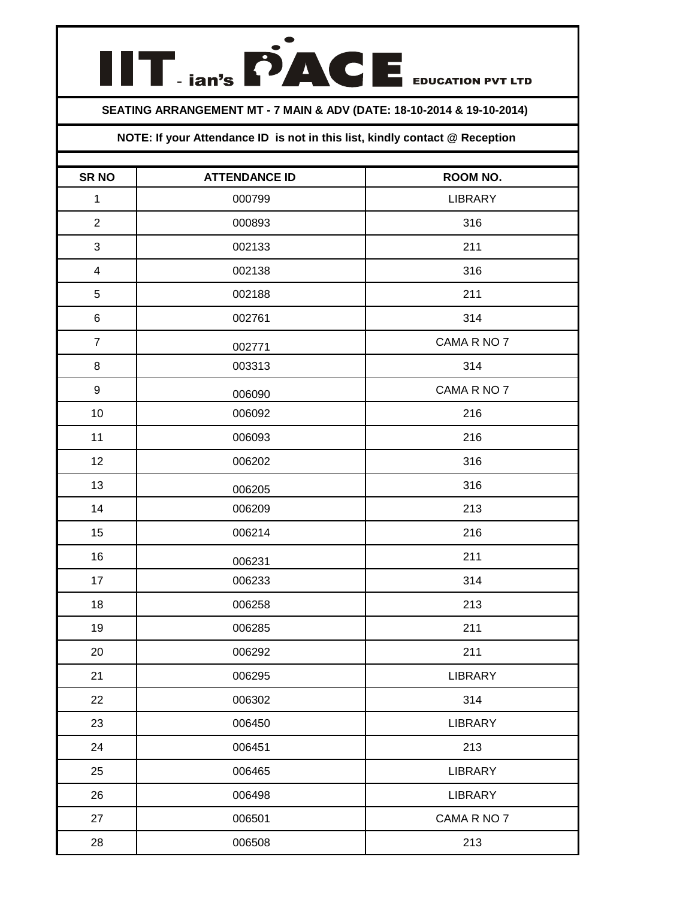# IIT-ian's PACE EDUCATION PVT LTD

**SEATING ARRANGEMENT MT - 7 MAIN & ADV (DATE: 18-10-2014 & 19-10-2014)**

**NOTE: If your Attendance ID is not in this list, kindly contact @ Reception**

| SR NO | ATTENDANCE ID | ROOM NO. |
|---|---|---|
| 1 | 000799 | LIBRARY |
| 2 | 000893 | 316 |
| 3 | 002133 | 211 |
| 4 | 002138 | 316 |
| 5 | 002188 | 211 |
| 6 | 002761 | 314 |
| 7 | 002771 | CAMA R NO 7 |
| 8 | 003313 | 314 |
| 9 | 006090 | CAMA R NO 7 |
| 10 | 006092 | 216 |
| 11 | 006093 | 216 |
| 12 | 006202 | 316 |
| 13 | 006205 | 316 |
| 14 | 006209 | 213 |
| 15 | 006214 | 216 |
| 16 | 006231 | 211 |
| 17 | 006233 | 314 |
| 18 | 006258 | 213 |
| 19 | 006285 | 211 |
| 20 | 006292 | 211 |
| 21 | 006295 | LIBRARY |
| 22 | 006302 | 314 |
| 23 | 006450 | LIBRARY |
| 24 | 006451 | 213 |
| 25 | 006465 | LIBRARY |
| 26 | 006498 | LIBRARY |
| 27 | 006501 | CAMA R NO 7 |
| 28 | 006508 | 213 |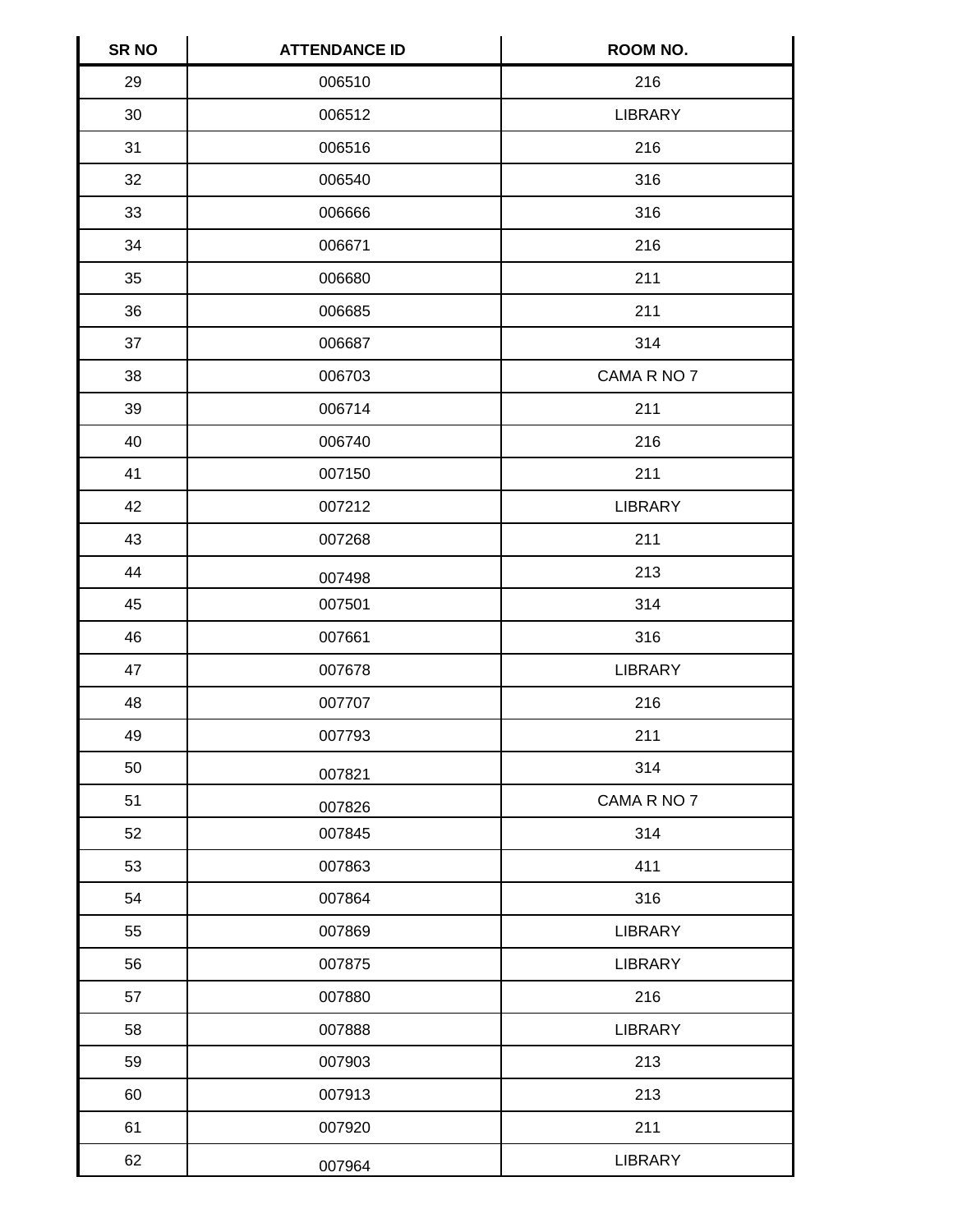| SR NO | ATTENDANCE ID | ROOM NO. |
|---|---|---|
| 29 | 006510 | 216 |
| 30 | 006512 | LIBRARY |
| 31 | 006516 | 216 |
| 32 | 006540 | 316 |
| 33 | 006666 | 316 |
| 34 | 006671 | 216 |
| 35 | 006680 | 211 |
| 36 | 006685 | 211 |
| 37 | 006687 | 314 |
| 38 | 006703 | CAMA R NO 7 |
| 39 | 006714 | 211 |
| 40 | 006740 | 216 |
| 41 | 007150 | 211 |
| 42 | 007212 | LIBRARY |
| 43 | 007268 | 211 |
| 44 | 007498 | 213 |
| 45 | 007501 | 314 |
| 46 | 007661 | 316 |
| 47 | 007678 | LIBRARY |
| 48 | 007707 | 216 |
| 49 | 007793 | 211 |
| 50 | 007821 | 314 |
| 51 | 007826 | CAMA R NO 7 |
| 52 | 007845 | 314 |
| 53 | 007863 | 411 |
| 54 | 007864 | 316 |
| 55 | 007869 | LIBRARY |
| 56 | 007875 | LIBRARY |
| 57 | 007880 | 216 |
| 58 | 007888 | LIBRARY |
| 59 | 007903 | 213 |
| 60 | 007913 | 213 |
| 61 | 007920 | 211 |
| 62 | 007964 | LIBRARY |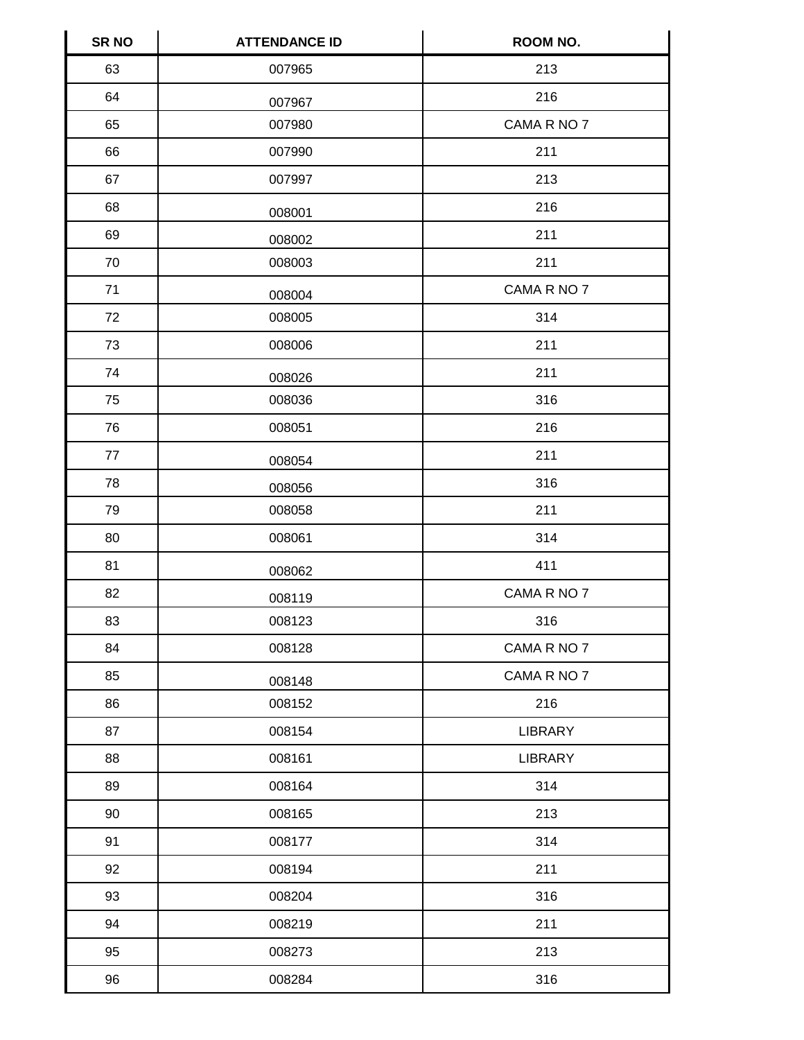| SR NO | ATTENDANCE ID | ROOM NO. |
| --- | --- | --- |
| 63 | 007965 | 213 |
| 64 | 007967 | 216 |
| 65 | 007980 | CAMA R NO 7 |
| 66 | 007990 | 211 |
| 67 | 007997 | 213 |
| 68 | 008001 | 216 |
| 69 | 008002 | 211 |
| 70 | 008003 | 211 |
| 71 | 008004 | CAMA R NO 7 |
| 72 | 008005 | 314 |
| 73 | 008006 | 211 |
| 74 | 008026 | 211 |
| 75 | 008036 | 316 |
| 76 | 008051 | 216 |
| 77 | 008054 | 211 |
| 78 | 008056 | 316 |
| 79 | 008058 | 211 |
| 80 | 008061 | 314 |
| 81 | 008062 | 411 |
| 82 | 008119 | CAMA R NO 7 |
| 83 | 008123 | 316 |
| 84 | 008128 | CAMA R NO 7 |
| 85 | 008148 | CAMA R NO 7 |
| 86 | 008152 | 216 |
| 87 | 008154 | LIBRARY |
| 88 | 008161 | LIBRARY |
| 89 | 008164 | 314 |
| 90 | 008165 | 213 |
| 91 | 008177 | 314 |
| 92 | 008194 | 211 |
| 93 | 008204 | 316 |
| 94 | 008219 | 211 |
| 95 | 008273 | 213 |
| 96 | 008284 | 316 |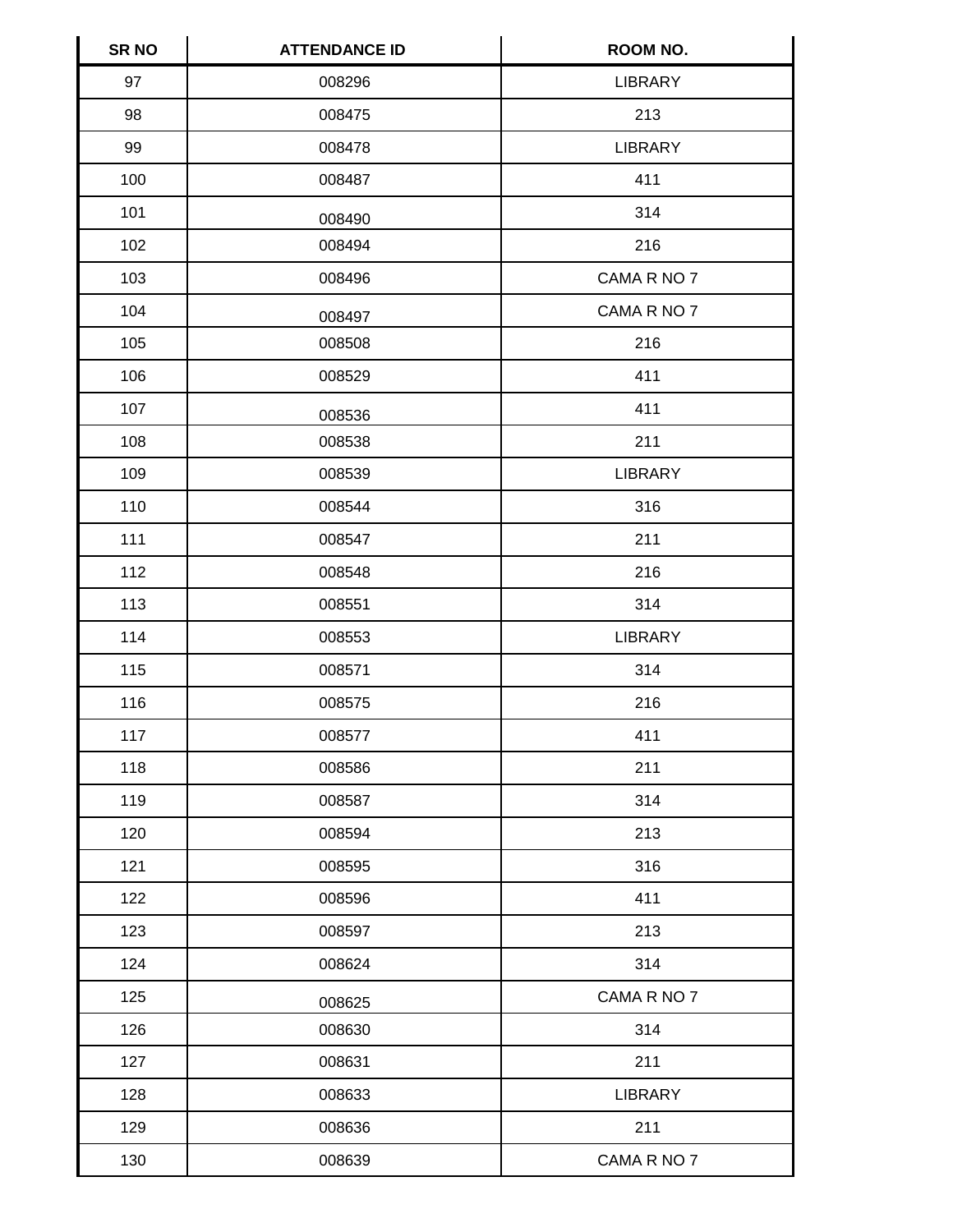| SR NO | ATTENDANCE ID | ROOM NO. |
| --- | --- | --- |
| 97 | 008296 | LIBRARY |
| 98 | 008475 | 213 |
| 99 | 008478 | LIBRARY |
| 100 | 008487 | 411 |
| 101 | 008490 | 314 |
| 102 | 008494 | 216 |
| 103 | 008496 | CAMA R NO 7 |
| 104 | 008497 | CAMA R NO 7 |
| 105 | 008508 | 216 |
| 106 | 008529 | 411 |
| 107 | 008536 | 411 |
| 108 | 008538 | 211 |
| 109 | 008539 | LIBRARY |
| 110 | 008544 | 316 |
| 111 | 008547 | 211 |
| 112 | 008548 | 216 |
| 113 | 008551 | 314 |
| 114 | 008553 | LIBRARY |
| 115 | 008571 | 314 |
| 116 | 008575 | 216 |
| 117 | 008577 | 411 |
| 118 | 008586 | 211 |
| 119 | 008587 | 314 |
| 120 | 008594 | 213 |
| 121 | 008595 | 316 |
| 122 | 008596 | 411 |
| 123 | 008597 | 213 |
| 124 | 008624 | 314 |
| 125 | 008625 | CAMA R NO 7 |
| 126 | 008630 | 314 |
| 127 | 008631 | 211 |
| 128 | 008633 | LIBRARY |
| 129 | 008636 | 211 |
| 130 | 008639 | CAMA R NO 7 |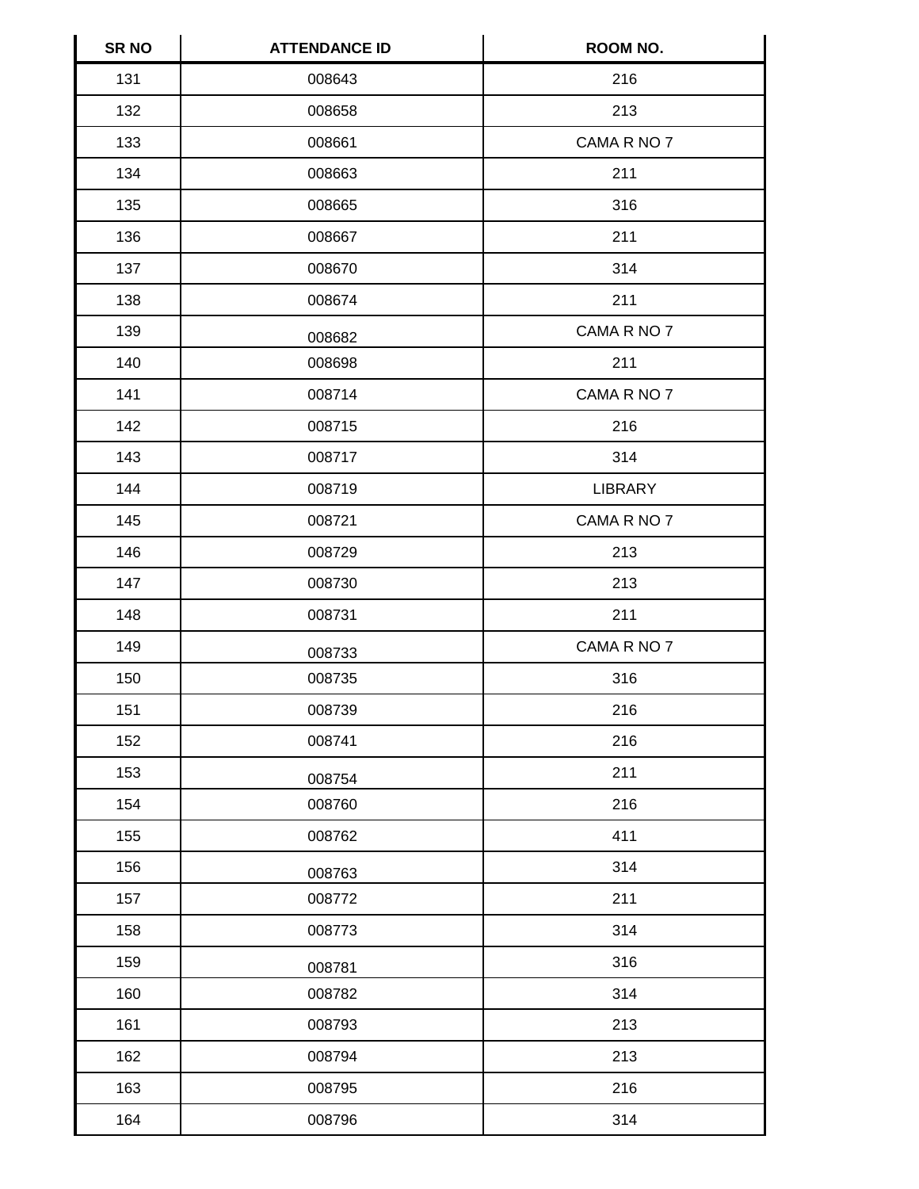| SR NO | ATTENDANCE ID | ROOM NO. |
|---|---|---|
| 131 | 008643 | 216 |
| 132 | 008658 | 213 |
| 133 | 008661 | CAMA R NO 7 |
| 134 | 008663 | 211 |
| 135 | 008665 | 316 |
| 136 | 008667 | 211 |
| 137 | 008670 | 314 |
| 138 | 008674 | 211 |
| 139 | 008682 | CAMA R NO 7 |
| 140 | 008698 | 211 |
| 141 | 008714 | CAMA R NO 7 |
| 142 | 008715 | 216 |
| 143 | 008717 | 314 |
| 144 | 008719 | LIBRARY |
| 145 | 008721 | CAMA R NO 7 |
| 146 | 008729 | 213 |
| 147 | 008730 | 213 |
| 148 | 008731 | 211 |
| 149 | 008733 | CAMA R NO 7 |
| 150 | 008735 | 316 |
| 151 | 008739 | 216 |
| 152 | 008741 | 216 |
| 153 | 008754 | 211 |
| 154 | 008760 | 216 |
| 155 | 008762 | 411 |
| 156 | 008763 | 314 |
| 157 | 008772 | 211 |
| 158 | 008773 | 314 |
| 159 | 008781 | 316 |
| 160 | 008782 | 314 |
| 161 | 008793 | 213 |
| 162 | 008794 | 213 |
| 163 | 008795 | 216 |
| 164 | 008796 | 314 |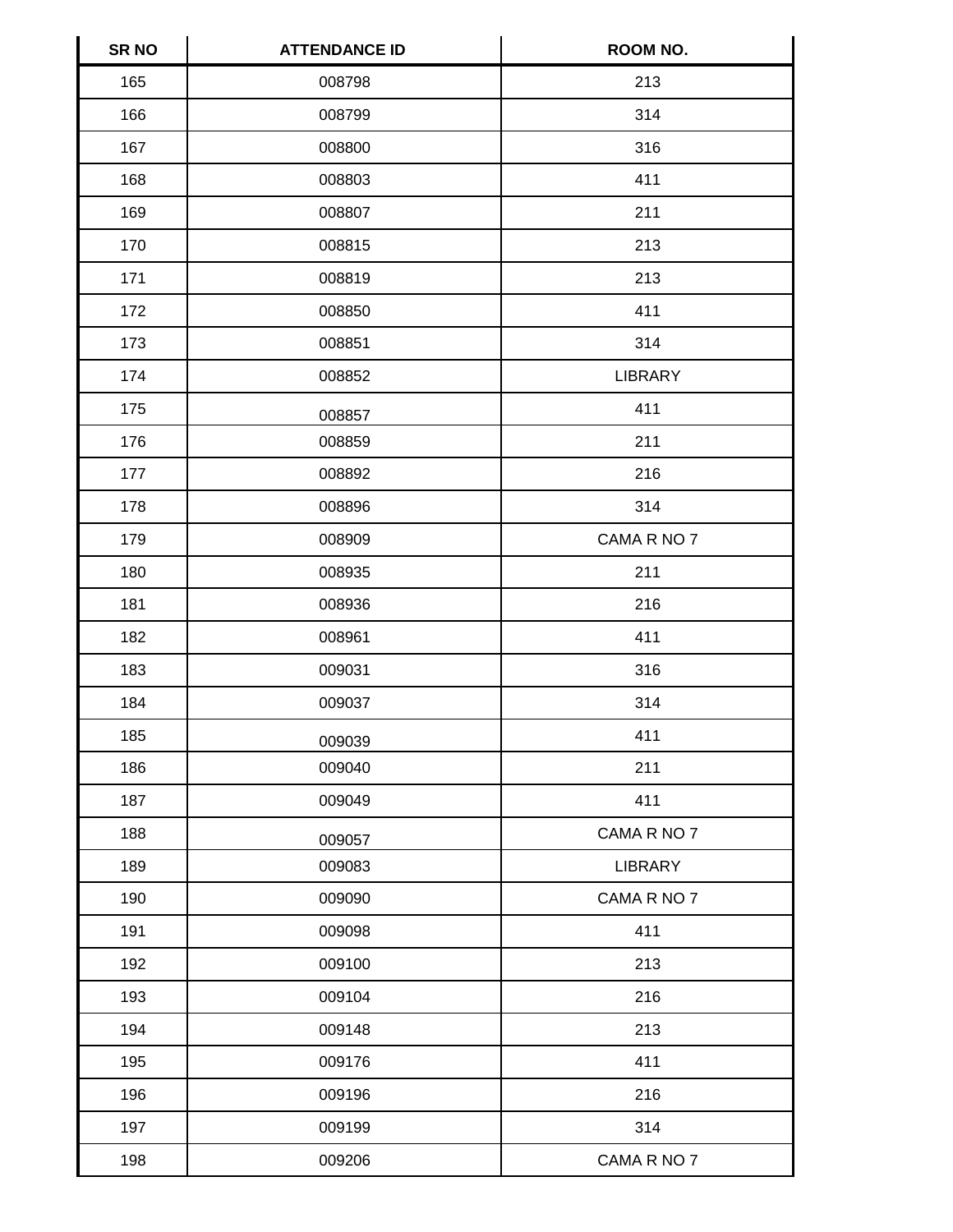| SR NO | ATTENDANCE ID | ROOM NO. |
|---|---|---|
| 165 | 008798 | 213 |
| 166 | 008799 | 314 |
| 167 | 008800 | 316 |
| 168 | 008803 | 411 |
| 169 | 008807 | 211 |
| 170 | 008815 | 213 |
| 171 | 008819 | 213 |
| 172 | 008850 | 411 |
| 173 | 008851 | 314 |
| 174 | 008852 | LIBRARY |
| 175 | 008857 | 411 |
| 176 | 008859 | 211 |
| 177 | 008892 | 216 |
| 178 | 008896 | 314 |
| 179 | 008909 | CAMA R NO 7 |
| 180 | 008935 | 211 |
| 181 | 008936 | 216 |
| 182 | 008961 | 411 |
| 183 | 009031 | 316 |
| 184 | 009037 | 314 |
| 185 | 009039 | 411 |
| 186 | 009040 | 211 |
| 187 | 009049 | 411 |
| 188 | 009057 | CAMA R NO 7 |
| 189 | 009083 | LIBRARY |
| 190 | 009090 | CAMA R NO 7 |
| 191 | 009098 | 411 |
| 192 | 009100 | 213 |
| 193 | 009104 | 216 |
| 194 | 009148 | 213 |
| 195 | 009176 | 411 |
| 196 | 009196 | 216 |
| 197 | 009199 | 314 |
| 198 | 009206 | CAMA R NO 7 |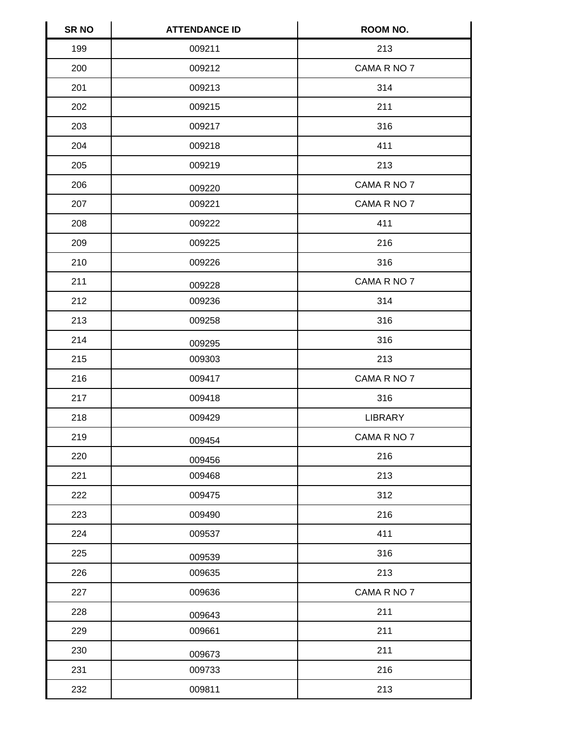| SR NO | ATTENDANCE ID | ROOM NO. |
|---|---|---|
| 199 | 009211 | 213 |
| 200 | 009212 | CAMA R NO 7 |
| 201 | 009213 | 314 |
| 202 | 009215 | 211 |
| 203 | 009217 | 316 |
| 204 | 009218 | 411 |
| 205 | 009219 | 213 |
| 206 | 009220 | CAMA R NO 7 |
| 207 | 009221 | CAMA R NO 7 |
| 208 | 009222 | 411 |
| 209 | 009225 | 216 |
| 210 | 009226 | 316 |
| 211 | 009228 | CAMA R NO 7 |
| 212 | 009236 | 314 |
| 213 | 009258 | 316 |
| 214 | 009295 | 316 |
| 215 | 009303 | 213 |
| 216 | 009417 | CAMA R NO 7 |
| 217 | 009418 | 316 |
| 218 | 009429 | LIBRARY |
| 219 | 009454 | CAMA R NO 7 |
| 220 | 009456 | 216 |
| 221 | 009468 | 213 |
| 222 | 009475 | 312 |
| 223 | 009490 | 216 |
| 224 | 009537 | 411 |
| 225 | 009539 | 316 |
| 226 | 009635 | 213 |
| 227 | 009636 | CAMA R NO 7 |
| 228 | 009643 | 211 |
| 229 | 009661 | 211 |
| 230 | 009673 | 211 |
| 231 | 009733 | 216 |
| 232 | 009811 | 213 |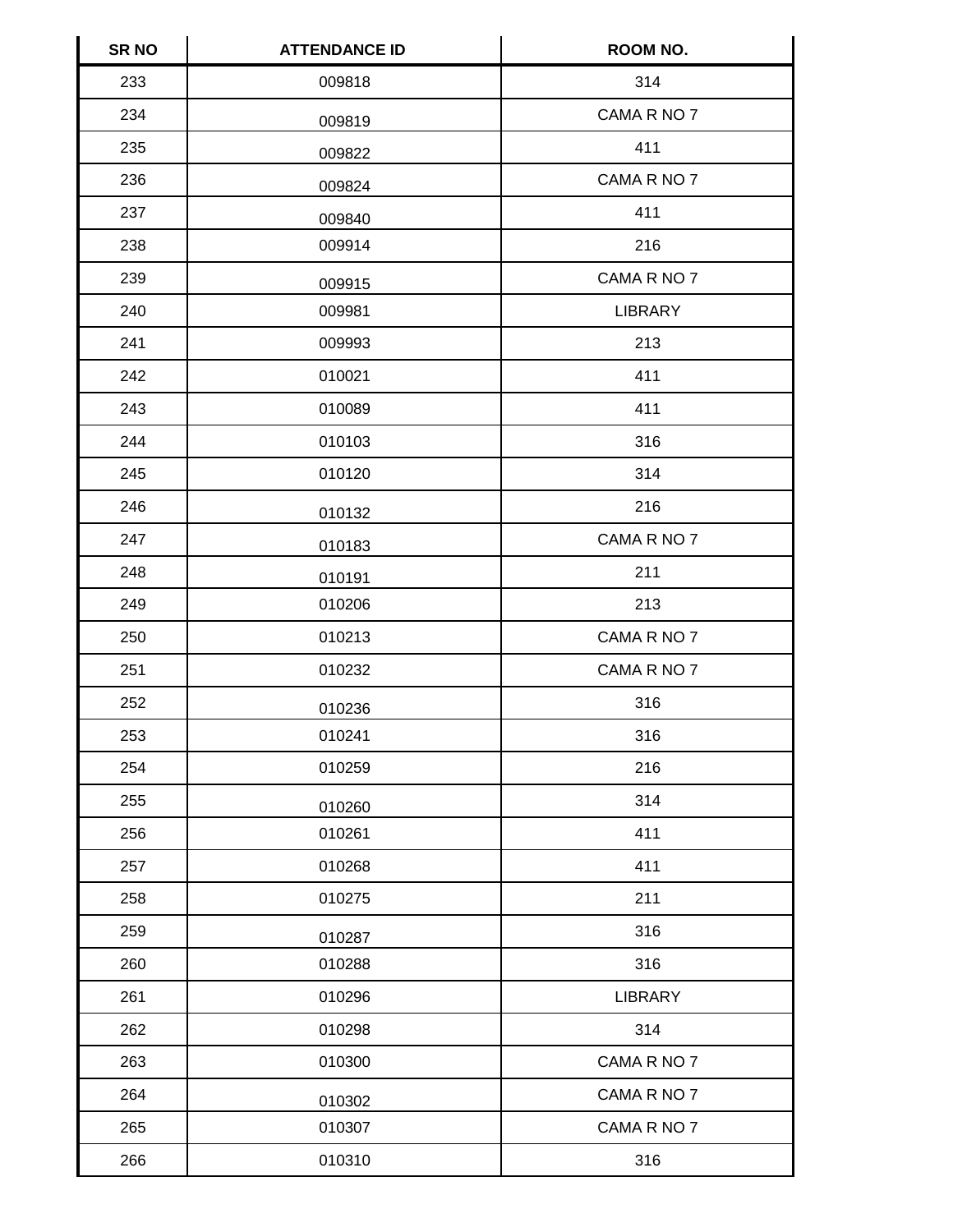| SR NO | ATTENDANCE ID | ROOM NO. |
|---|---|---|
| 233 | 009818 | 314 |
| 234 | 009819 | CAMA R NO 7 |
| 235 | 009822 | 411 |
| 236 | 009824 | CAMA R NO 7 |
| 237 | 009840 | 411 |
| 238 | 009914 | 216 |
| 239 | 009915 | CAMA R NO 7 |
| 240 | 009981 | LIBRARY |
| 241 | 009993 | 213 |
| 242 | 010021 | 411 |
| 243 | 010089 | 411 |
| 244 | 010103 | 316 |
| 245 | 010120 | 314 |
| 246 | 010132 | 216 |
| 247 | 010183 | CAMA R NO 7 |
| 248 | 010191 | 211 |
| 249 | 010206 | 213 |
| 250 | 010213 | CAMA R NO 7 |
| 251 | 010232 | CAMA R NO 7 |
| 252 | 010236 | 316 |
| 253 | 010241 | 316 |
| 254 | 010259 | 216 |
| 255 | 010260 | 314 |
| 256 | 010261 | 411 |
| 257 | 010268 | 411 |
| 258 | 010275 | 211 |
| 259 | 010287 | 316 |
| 260 | 010288 | 316 |
| 261 | 010296 | LIBRARY |
| 262 | 010298 | 314 |
| 263 | 010300 | CAMA R NO 7 |
| 264 | 010302 | CAMA R NO 7 |
| 265 | 010307 | CAMA R NO 7 |
| 266 | 010310 | 316 |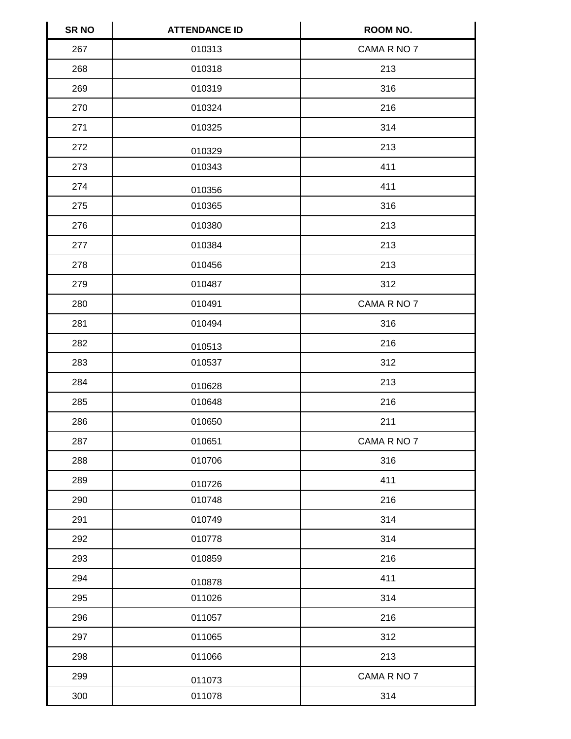| SR NO | ATTENDANCE ID | ROOM NO. |
| --- | --- | --- |
| 267 | 010313 | CAMA R NO 7 |
| 268 | 010318 | 213 |
| 269 | 010319 | 316 |
| 270 | 010324 | 216 |
| 271 | 010325 | 314 |
| 272 | 010329 | 213 |
| 273 | 010343 | 411 |
| 274 | 010356 | 411 |
| 275 | 010365 | 316 |
| 276 | 010380 | 213 |
| 277 | 010384 | 213 |
| 278 | 010456 | 213 |
| 279 | 010487 | 312 |
| 280 | 010491 | CAMA R NO 7 |
| 281 | 010494 | 316 |
| 282 | 010513 | 216 |
| 283 | 010537 | 312 |
| 284 | 010628 | 213 |
| 285 | 010648 | 216 |
| 286 | 010650 | 211 |
| 287 | 010651 | CAMA R NO 7 |
| 288 | 010706 | 316 |
| 289 | 010726 | 411 |
| 290 | 010748 | 216 |
| 291 | 010749 | 314 |
| 292 | 010778 | 314 |
| 293 | 010859 | 216 |
| 294 | 010878 | 411 |
| 295 | 011026 | 314 |
| 296 | 011057 | 216 |
| 297 | 011065 | 312 |
| 298 | 011066 | 213 |
| 299 | 011073 | CAMA R NO 7 |
| 300 | 011078 | 314 |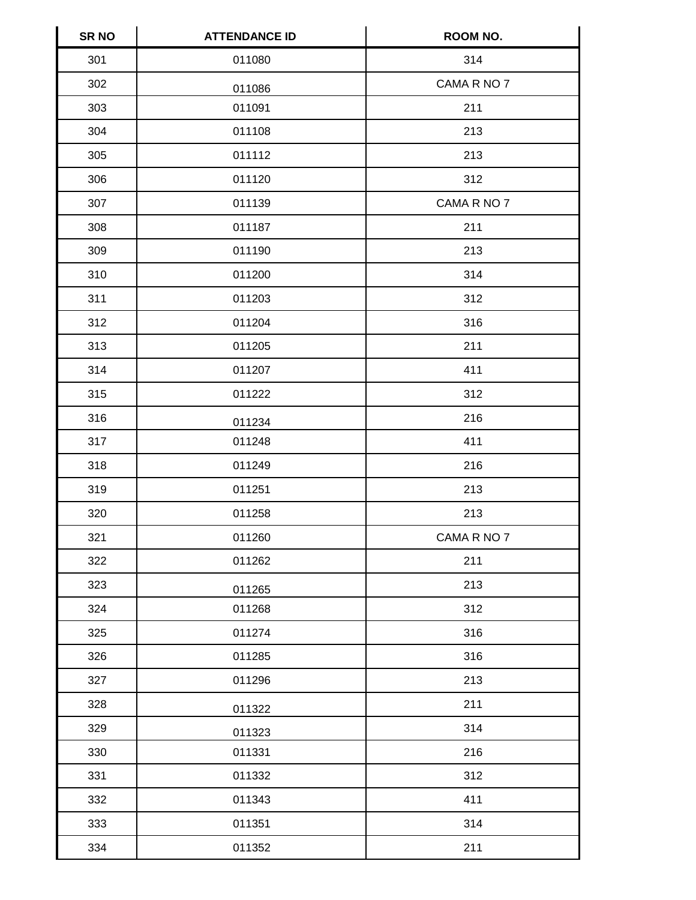| SR NO | ATTENDANCE ID | ROOM NO. |
|---|---|---|
| 301 | 011080 | 314 |
| 302 | 011086 | CAMA R NO 7 |
| 303 | 011091 | 211 |
| 304 | 011108 | 213 |
| 305 | 011112 | 213 |
| 306 | 011120 | 312 |
| 307 | 011139 | CAMA R NO 7 |
| 308 | 011187 | 211 |
| 309 | 011190 | 213 |
| 310 | 011200 | 314 |
| 311 | 011203 | 312 |
| 312 | 011204 | 316 |
| 313 | 011205 | 211 |
| 314 | 011207 | 411 |
| 315 | 011222 | 312 |
| 316 | 011234 | 216 |
| 317 | 011248 | 411 |
| 318 | 011249 | 216 |
| 319 | 011251 | 213 |
| 320 | 011258 | 213 |
| 321 | 011260 | CAMA R NO 7 |
| 322 | 011262 | 211 |
| 323 | 011265 | 213 |
| 324 | 011268 | 312 |
| 325 | 011274 | 316 |
| 326 | 011285 | 316 |
| 327 | 011296 | 213 |
| 328 | 011322 | 211 |
| 329 | 011323 | 314 |
| 330 | 011331 | 216 |
| 331 | 011332 | 312 |
| 332 | 011343 | 411 |
| 333 | 011351 | 314 |
| 334 | 011352 | 211 |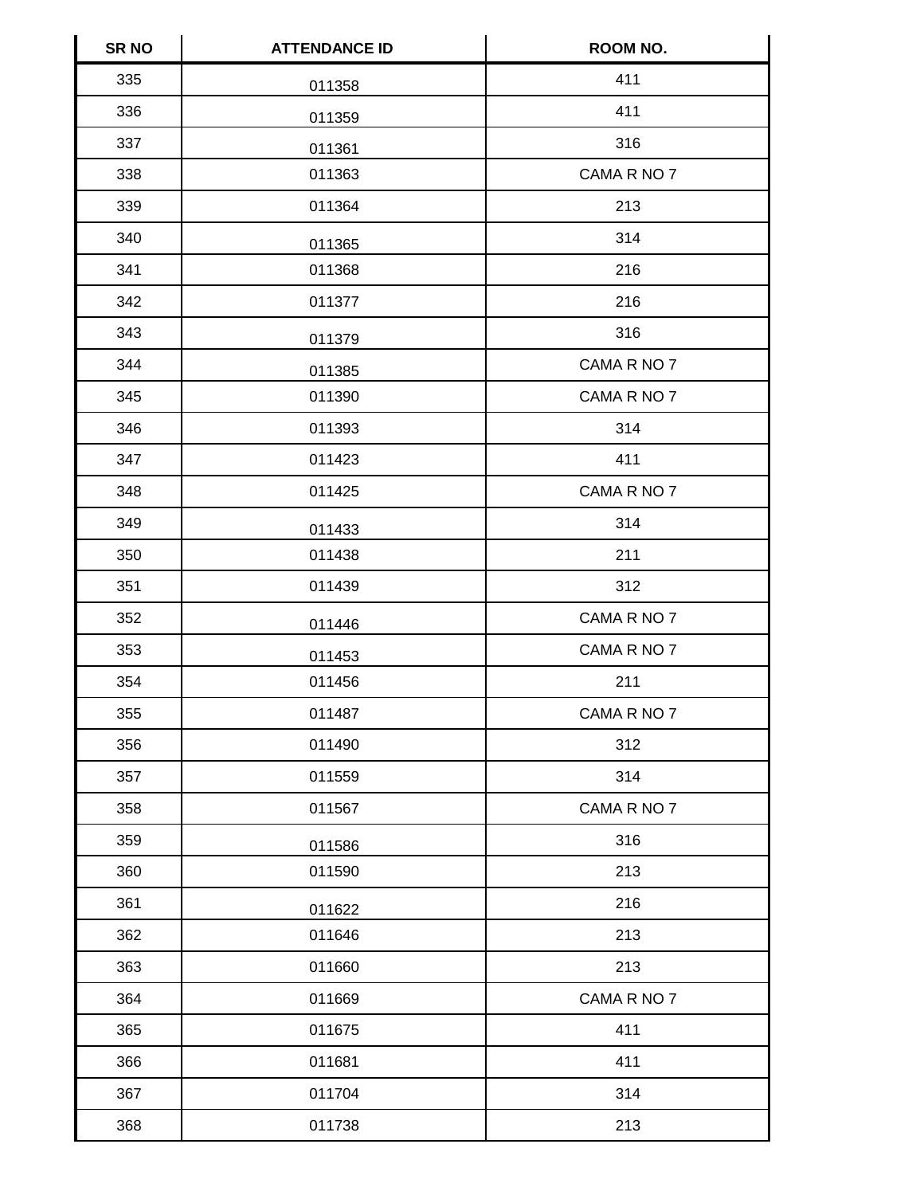| SR NO | ATTENDANCE ID | ROOM NO. |
|---|---|---|
| 335 | 011358 | 411 |
| 336 | 011359 | 411 |
| 337 | 011361 | 316 |
| 338 | 011363 | CAMA R NO 7 |
| 339 | 011364 | 213 |
| 340 | 011365 | 314 |
| 341 | 011368 | 216 |
| 342 | 011377 | 216 |
| 343 | 011379 | 316 |
| 344 | 011385 | CAMA R NO 7 |
| 345 | 011390 | CAMA R NO 7 |
| 346 | 011393 | 314 |
| 347 | 011423 | 411 |
| 348 | 011425 | CAMA R NO 7 |
| 349 | 011433 | 314 |
| 350 | 011438 | 211 |
| 351 | 011439 | 312 |
| 352 | 011446 | CAMA R NO 7 |
| 353 | 011453 | CAMA R NO 7 |
| 354 | 011456 | 211 |
| 355 | 011487 | CAMA R NO 7 |
| 356 | 011490 | 312 |
| 357 | 011559 | 314 |
| 358 | 011567 | CAMA R NO 7 |
| 359 | 011586 | 316 |
| 360 | 011590 | 213 |
| 361 | 011622 | 216 |
| 362 | 011646 | 213 |
| 363 | 011660 | 213 |
| 364 | 011669 | CAMA R NO 7 |
| 365 | 011675 | 411 |
| 366 | 011681 | 411 |
| 367 | 011704 | 314 |
| 368 | 011738 | 213 |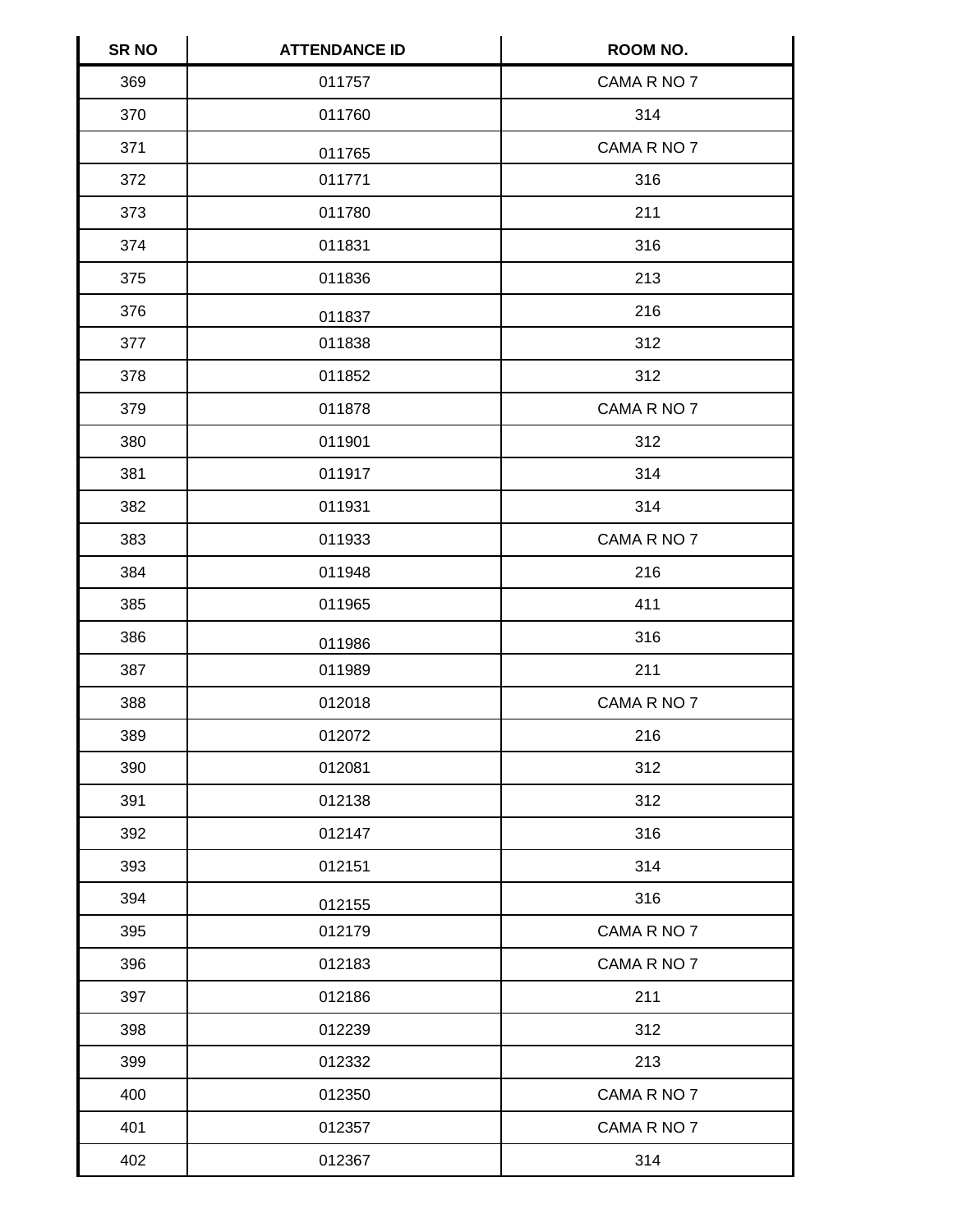| SR NO | ATTENDANCE ID | ROOM NO. |
|---|---|---|
| 369 | 011757 | CAMA R NO 7 |
| 370 | 011760 | 314 |
| 371 | 011765 | CAMA R NO 7 |
| 372 | 011771 | 316 |
| 373 | 011780 | 211 |
| 374 | 011831 | 316 |
| 375 | 011836 | 213 |
| 376 | 011837 | 216 |
| 377 | 011838 | 312 |
| 378 | 011852 | 312 |
| 379 | 011878 | CAMA R NO 7 |
| 380 | 011901 | 312 |
| 381 | 011917 | 314 |
| 382 | 011931 | 314 |
| 383 | 011933 | CAMA R NO 7 |
| 384 | 011948 | 216 |
| 385 | 011965 | 411 |
| 386 | 011986 | 316 |
| 387 | 011989 | 211 |
| 388 | 012018 | CAMA R NO 7 |
| 389 | 012072 | 216 |
| 390 | 012081 | 312 |
| 391 | 012138 | 312 |
| 392 | 012147 | 316 |
| 393 | 012151 | 314 |
| 394 | 012155 | 316 |
| 395 | 012179 | CAMA R NO 7 |
| 396 | 012183 | CAMA R NO 7 |
| 397 | 012186 | 211 |
| 398 | 012239 | 312 |
| 399 | 012332 | 213 |
| 400 | 012350 | CAMA R NO 7 |
| 401 | 012357 | CAMA R NO 7 |
| 402 | 012367 | 314 |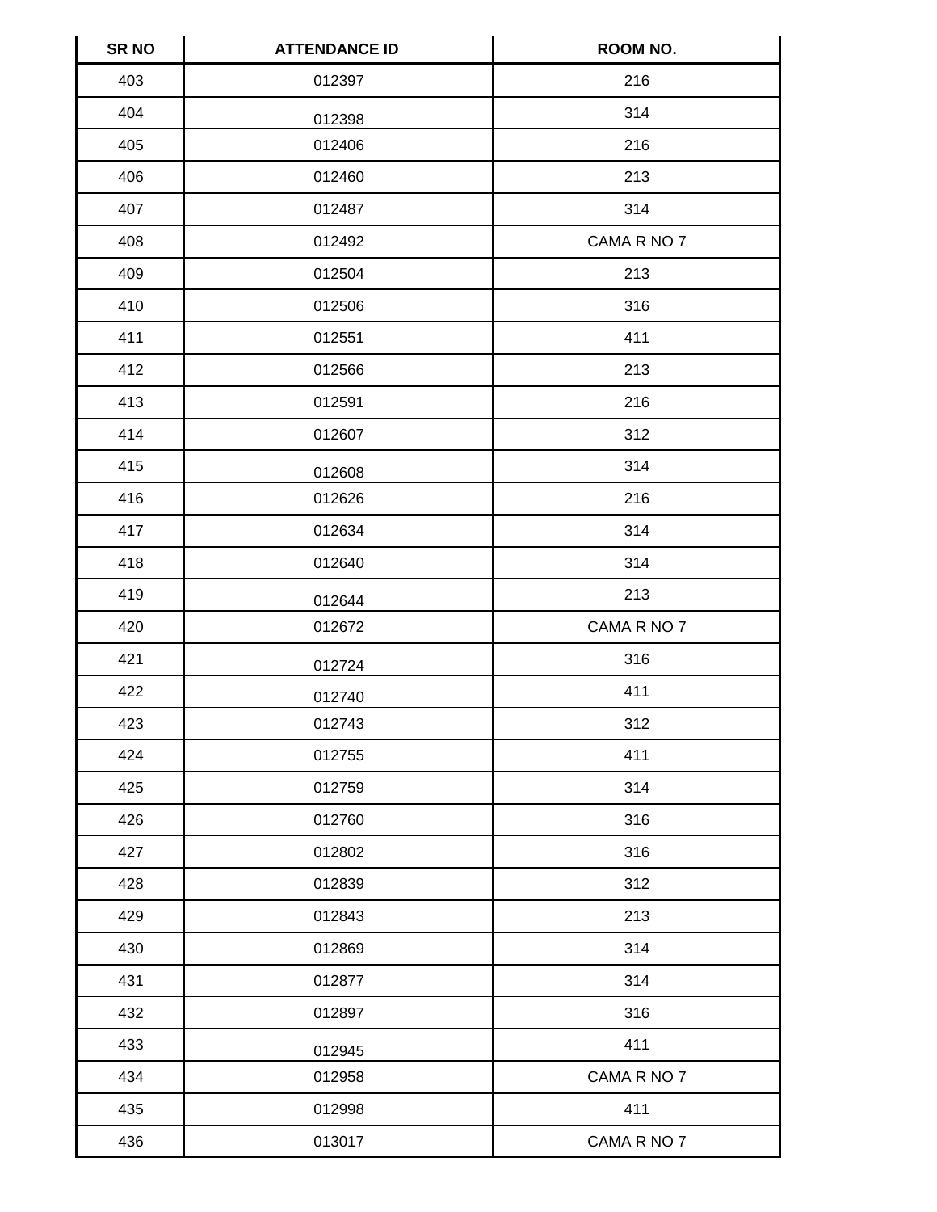| SR NO | ATTENDANCE ID | ROOM NO. |
|---|---|---|
| 403 | 012397 | 216 |
| 404 | 012398 | 314 |
| 405 | 012406 | 216 |
| 406 | 012460 | 213 |
| 407 | 012487 | 314 |
| 408 | 012492 | CAMA R NO 7 |
| 409 | 012504 | 213 |
| 410 | 012506 | 316 |
| 411 | 012551 | 411 |
| 412 | 012566 | 213 |
| 413 | 012591 | 216 |
| 414 | 012607 | 312 |
| 415 | 012608 | 314 |
| 416 | 012626 | 216 |
| 417 | 012634 | 314 |
| 418 | 012640 | 314 |
| 419 | 012644 | 213 |
| 420 | 012672 | CAMA R NO 7 |
| 421 | 012724 | 316 |
| 422 | 012740 | 411 |
| 423 | 012743 | 312 |
| 424 | 012755 | 411 |
| 425 | 012759 | 314 |
| 426 | 012760 | 316 |
| 427 | 012802 | 316 |
| 428 | 012839 | 312 |
| 429 | 012843 | 213 |
| 430 | 012869 | 314 |
| 431 | 012877 | 314 |
| 432 | 012897 | 316 |
| 433 | 012945 | 411 |
| 434 | 012958 | CAMA R NO 7 |
| 435 | 012998 | 411 |
| 436 | 013017 | CAMA R NO 7 |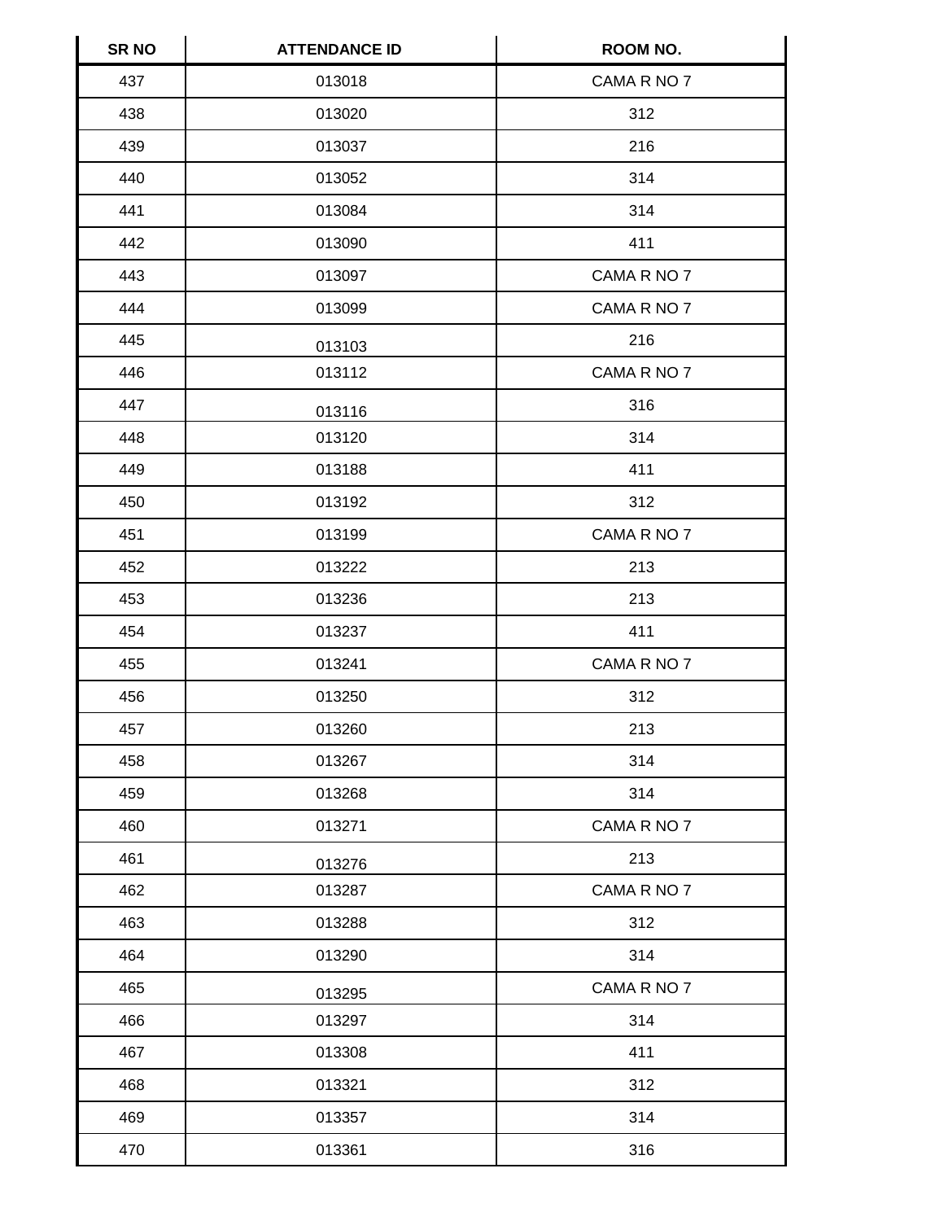| SR NO | ATTENDANCE ID | ROOM NO. |
|---|---|---|
| 437 | 013018 | CAMA R NO 7 |
| 438 | 013020 | 312 |
| 439 | 013037 | 216 |
| 440 | 013052 | 314 |
| 441 | 013084 | 314 |
| 442 | 013090 | 411 |
| 443 | 013097 | CAMA R NO 7 |
| 444 | 013099 | CAMA R NO 7 |
| 445 | 013103 | 216 |
| 446 | 013112 | CAMA R NO 7 |
| 447 | 013116 | 316 |
| 448 | 013120 | 314 |
| 449 | 013188 | 411 |
| 450 | 013192 | 312 |
| 451 | 013199 | CAMA R NO 7 |
| 452 | 013222 | 213 |
| 453 | 013236 | 213 |
| 454 | 013237 | 411 |
| 455 | 013241 | CAMA R NO 7 |
| 456 | 013250 | 312 |
| 457 | 013260 | 213 |
| 458 | 013267 | 314 |
| 459 | 013268 | 314 |
| 460 | 013271 | CAMA R NO 7 |
| 461 | 013276 | 213 |
| 462 | 013287 | CAMA R NO 7 |
| 463 | 013288 | 312 |
| 464 | 013290 | 314 |
| 465 | 013295 | CAMA R NO 7 |
| 466 | 013297 | 314 |
| 467 | 013308 | 411 |
| 468 | 013321 | 312 |
| 469 | 013357 | 314 |
| 470 | 013361 | 316 |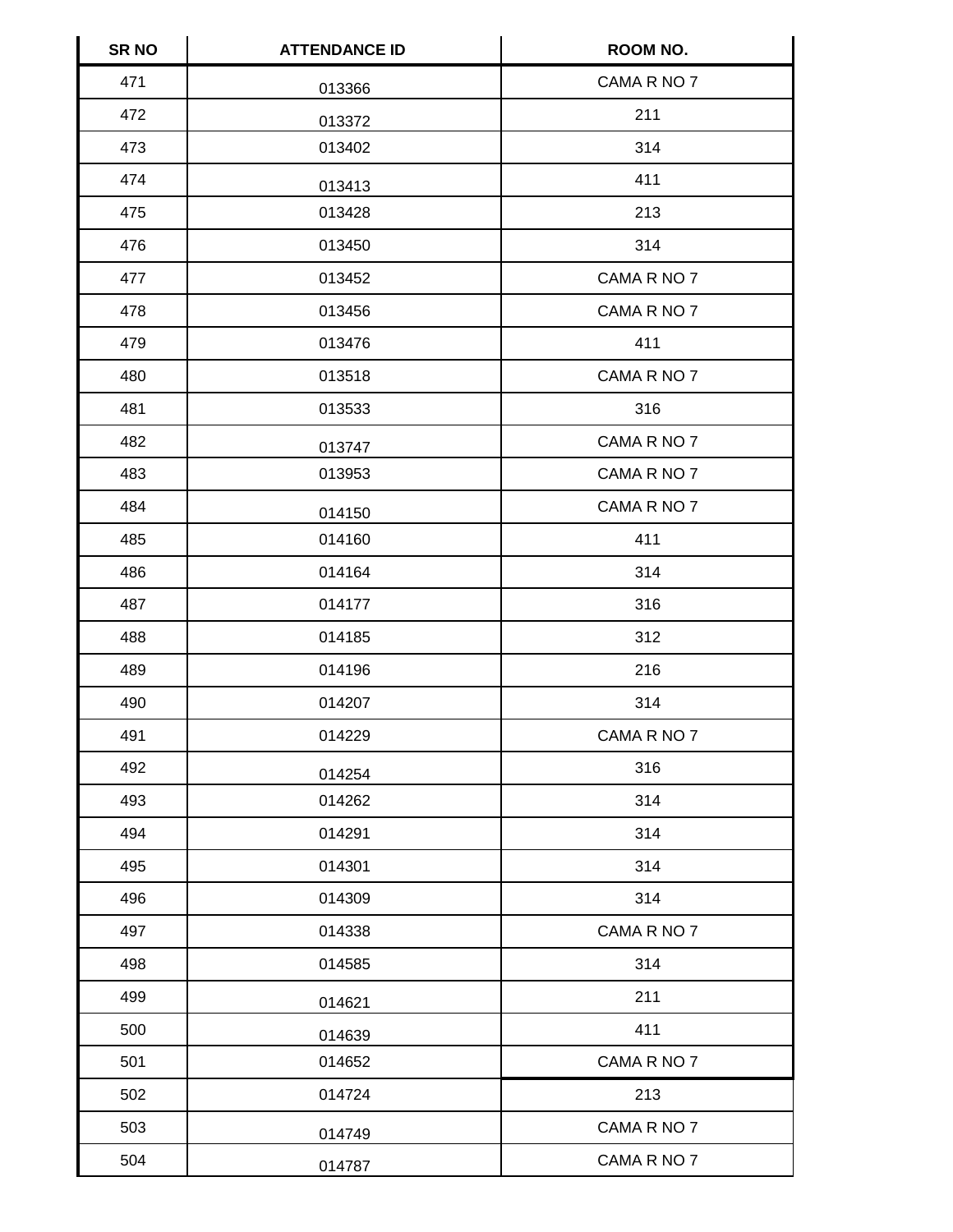| SR NO | ATTENDANCE ID | ROOM NO. |
|---|---|---|
| 471 | 013366 | CAMA R NO 7 |
| 472 | 013372 | 211 |
| 473 | 013402 | 314 |
| 474 | 013413 | 411 |
| 475 | 013428 | 213 |
| 476 | 013450 | 314 |
| 477 | 013452 | CAMA R NO 7 |
| 478 | 013456 | CAMA R NO 7 |
| 479 | 013476 | 411 |
| 480 | 013518 | CAMA R NO 7 |
| 481 | 013533 | 316 |
| 482 | 013747 | CAMA R NO 7 |
| 483 | 013953 | CAMA R NO 7 |
| 484 | 014150 | CAMA R NO 7 |
| 485 | 014160 | 411 |
| 486 | 014164 | 314 |
| 487 | 014177 | 316 |
| 488 | 014185 | 312 |
| 489 | 014196 | 216 |
| 490 | 014207 | 314 |
| 491 | 014229 | CAMA R NO 7 |
| 492 | 014254 | 316 |
| 493 | 014262 | 314 |
| 494 | 014291 | 314 |
| 495 | 014301 | 314 |
| 496 | 014309 | 314 |
| 497 | 014338 | CAMA R NO 7 |
| 498 | 014585 | 314 |
| 499 | 014621 | 211 |
| 500 | 014639 | 411 |
| 501 | 014652 | CAMA R NO 7 |
| 502 | 014724 | 213 |
| 503 | 014749 | CAMA R NO 7 |
| 504 | 014787 | CAMA R NO 7 |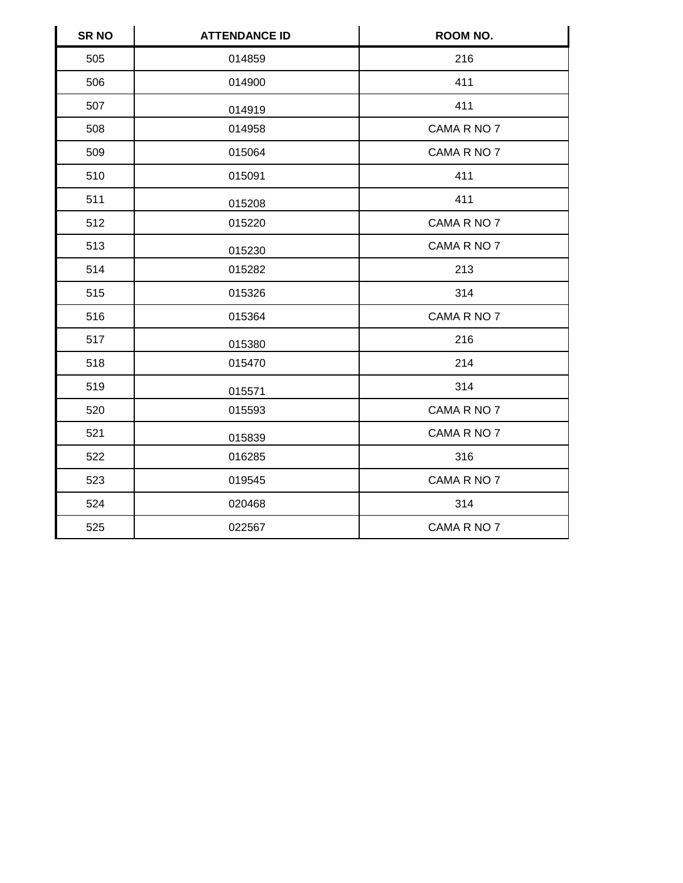| SR NO | ATTENDANCE ID | ROOM NO. |
|---|---|---|
| 505 | 014859 | 216 |
| 506 | 014900 | 411 |
| 507 | 014919 | 411 |
| 508 | 014958 | CAMA R NO 7 |
| 509 | 015064 | CAMA R NO 7 |
| 510 | 015091 | 411 |
| 511 | 015208 | 411 |
| 512 | 015220 | CAMA R NO 7 |
| 513 | 015230 | CAMA R NO 7 |
| 514 | 015282 | 213 |
| 515 | 015326 | 314 |
| 516 | 015364 | CAMA R NO 7 |
| 517 | 015380 | 216 |
| 518 | 015470 | 214 |
| 519 | 015571 | 314 |
| 520 | 015593 | CAMA R NO 7 |
| 521 | 015839 | CAMA R NO 7 |
| 522 | 016285 | 316 |
| 523 | 019545 | CAMA R NO 7 |
| 524 | 020468 | 314 |
| 525 | 022567 | CAMA R NO 7 |